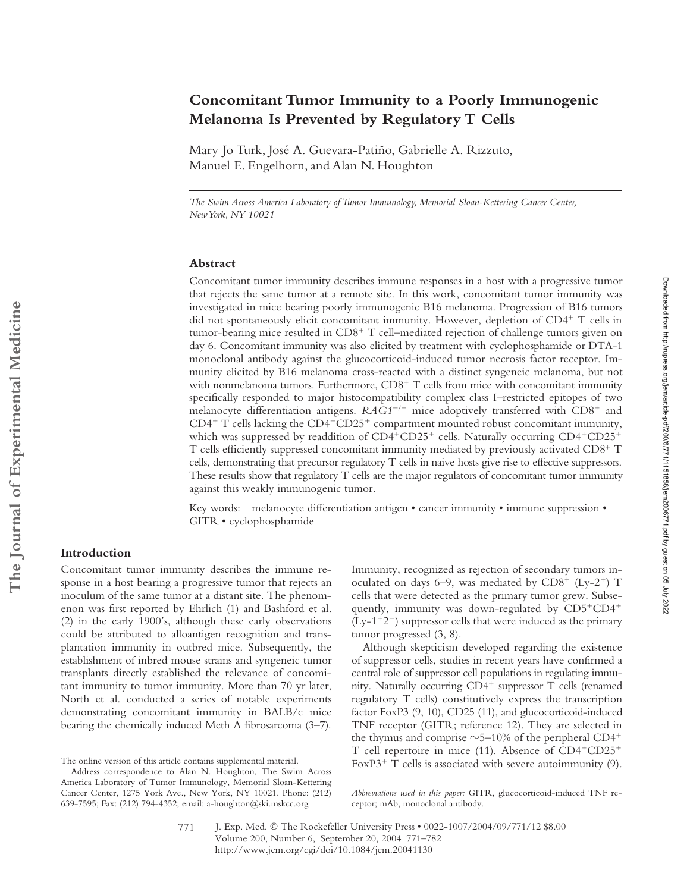# Concomitant Tumor Immunity to a Poorly Immunogenic Melanoma Is Prevented by Regulatory T Cells

Mary Jo Turk, José A. Guevara-Patiño, Gabrielle A. Rizzuto, Manuel E. Engelhorn, and Alan N. Houghton

*The Swim Across America Laboratory of Tumor Immunology, Memorial Sloan-Kettering Cancer Center, New York, NY 10021*

## Abstract

Concomitant tumor immunity describes immune responses in a host with a progressive tumor that rejects the same tumor at a remote site. In this work, concomitant tumor immunity was investigated in mice bearing poorly immunogenic B16 melanoma. Progression of B16 tumors did not spontaneously elicit concomitant immunity. However, depletion of $CD4^+$ T cells in tumor-bearing mice resulted in $CD8^+$ T cell–mediated rejection of challenge tumors given on day 6. Concomitant immunity was also elicited by treatment with cyclophosphamide or DTA-1 monoclonal antibody against the glucocorticoid-induced tumor necrosis factor receptor. Immunity elicited by B16 melanoma cross-reacted with a distinct syngeneic melanoma, but not with nonmelanoma tumors. Furthermore, $CD8^+$ T cells from mice with concomitant immunity specifically responded to major histocompatibility complex class I–restricted epitopes of two melanocyte differentiation antigens. *RAG1*$^{-/-}$ mice adoptively transferred with $CD8^+$ and $CD4^+$ T cells lacking the $CD4^+CD25^+$ compartment mounted robust concomitant immunity, which was suppressed by readdition of $CD4^+CD25^+$ cells. Naturally occurring $CD4^+CD25^+$ T cells efficiently suppressed concomitant immunity mediated by previously activated $CD8^+$ T cells, demonstrating that precursor regulatory T cells in naive hosts give rise to effective suppressors. These results show that regulatory T cells are the major regulators of concomitant tumor immunity against this weakly immunogenic tumor.

Key words: melanocyte differentiation antigen • cancer immunity • immune suppression • GITR • cyclophosphamide

## Introduction

Concomitant tumor immunity describes the immune response in a host bearing a progressive tumor that rejects an inoculum of the same tumor at a distant site. The phenomenon was first reported by Ehrlich (1) and Bashford et al. (2) in the early 1900's, although these early observations could be attributed to alloantigen recognition and transplantation immunity in outbred mice. Subsequently, the establishment of inbred mouse strains and syngeneic tumor transplants directly established the relevance of concomitant immunity to tumor immunity. More than 70 yr later, North et al. conducted a series of notable experiments demonstrating concomitant immunity in BALB/c mice bearing the chemically induced Meth A fibrosarcoma (3–7). Immunity, recognized as rejection of secondary tumors inoculated on days 6–9, was mediated by $CD8^+$ ($Ly\text{-}2^+$) T cells that were detected as the primary tumor grew. Subsequently, immunity was down-regulated by $CD5^+CD4^+$ ($Ly\text{-}1^+2^-$) suppressor cells that were induced as the primary tumor progressed (3, 8).

Although skepticism developed regarding the existence of suppressor cells, studies in recent years have confirmed a central role of suppressor cell populations in regulating immunity. Naturally occurring $CD4^+$ suppressor T cells (renamed regulatory T cells) constitutively express the transcription factor FoxP3 (9, 10), CD25 (11), and glucocorticoid-induced TNF receptor (GITR; reference 12). They are selected in the thymus and comprise ~5–10% of the peripheral $CD4^+$ T cell repertoire in mice (11). Absence of $CD4^+CD25^+$ $FoxP3^+$ T cells is associated with severe autoimmunity (9).

The online version of this article contains supplemental material.

Address correspondence to Alan N. Houghton, The Swim Across America Laboratory of Tumor Immunology, Memorial Sloan-Kettering Cancer Center, 1275 York Ave., New York, NY 10021. Phone: (212) 639-7595; Fax: (212) 794-4352; email: a-houghton@ski.mskcc.org

*Abbreviations used in this paper:* GITR, glucocorticoid-induced TNF receptor; mAb, monoclonal antibody.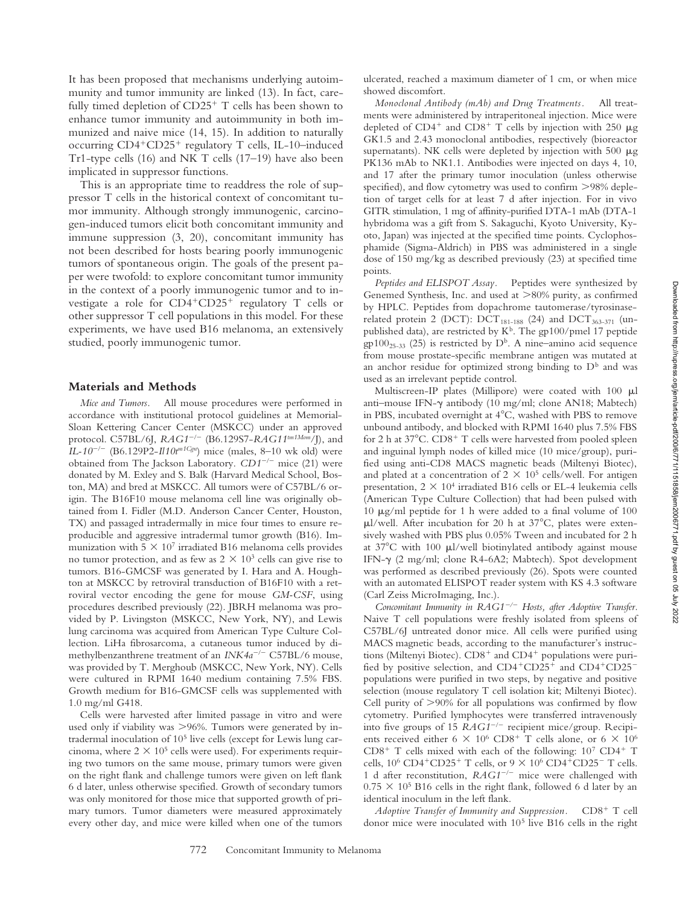It has been proposed that mechanisms underlying autoimmunity and tumor immunity are linked (13). In fact, carefully timed depletion of $CD25^+$ T cells has been shown to enhance tumor immunity and autoimmunity in both immunized and naive mice (14, 15). In addition to naturally occurring $CD4^+CD25^+$ regulatory T cells, IL-10–induced Tr1-type cells (16) and NK T cells (17–19) have also been implicated in suppressor functions.

This is an appropriate time to readdress the role of suppressor T cells in the historical context of concomitant tumor immunity. Although strongly immunogenic, carcinogen-induced tumors elicit both concomitant immunity and immune suppression (3, 20), concomitant immunity has not been described for hosts bearing poorly immunogenic tumors of spontaneous origin. The goals of the present paper were twofold: to explore concomitant tumor immunity in the context of a poorly immunogenic tumor and to investigate a role for $CD4^+CD25^+$ regulatory T cells or other suppressor T cell populations in this model. For these experiments, we have used B16 melanoma, an extensively studied, poorly immunogenic tumor.

## Materials and Methods

*Mice and Tumors.* All mouse procedures were performed in accordance with institutional protocol guidelines at Memorial-Sloan Kettering Cancer Center (MSKCC) under an approved protocol. C57BL/6J, *RAG1*$^{-/-}$ (B6.129S7-*RAG1*$^{tm1Mom}$/J), and *IL-10*$^{-/-}$ (B6.129P2-*Il10r*$^{tm1Cgn}$) mice (males, 8–10 wk old) were obtained from The Jackson Laboratory. *CD1*$^{-/-}$ mice (21) were donated by M. Exley and S. Balk (Harvard Medical School, Boston, MA) and bred at MSKCC. All tumors were of C57BL/6 origin. The B16F10 mouse melanoma cell line was originally obtained from I. Fidler (M.D. Anderson Cancer Center, Houston, TX) and passaged intradermally in mice four times to ensure reproducible and aggressive intradermal tumor growth (B16). Immunization with $5 \times 10^7$ irradiated B16 melanoma cells provides no tumor protection, and as few as $2 \times 10^3$ cells can give rise to tumors. B16-GMCSF was generated by I. Hara and A. Houghton at MSKCC by retroviral transduction of B16F10 with a retroviral vector encoding the gene for mouse *GM-CSF*, using procedures described previously (22). JBRH melanoma was provided by P. Livingston (MSKCC, New York, NY), and Lewis lung carcinoma was acquired from American Type Culture Collection. LiHa fibrosarcoma, a cutaneous tumor induced by dimethylbenzanthrene treatment of an *INK4a*$^{-/-}$ C57BL/6 mouse, was provided by T. Merghoub (MSKCC, New York, NY). Cells were cultured in RPMI 1640 medium containing 7.5% FBS. Growth medium for B16-GMCSF cells was supplemented with 1.0 mg/ml G418.

Cells were harvested after limited passage in vitro and were used only if viability was >96%. Tumors were generated by intradermal inoculation of $10^5$ live cells (except for Lewis lung carcinoma, where $2 \times 10^5$ cells were used). For experiments requiring two tumors on the same mouse, primary tumors were given on the right flank and challenge tumors were given on left flank 6 d later, unless otherwise specified. Growth of secondary tumors was only monitored for those mice that supported growth of primary tumors. Tumor diameters were measured approximately every other day, and mice were killed when one of the tumors ulcerated, reached a maximum diameter of 1 cm, or when mice showed discomfort.

*Monoclonal Antibody (mAb) and Drug Treatments.* All treatments were administered by intraperitoneal injection. Mice were depleted of $CD4^+$ and $CD8^+$ T cells by injection with 250 μg GK1.5 and 2.43 monoclonal antibodies, respectively (bioreactor supernatants). NK cells were depleted by injection with 500 μg PK136 mAb to NK1.1. Antibodies were injected on days 4, 10, and 17 after the primary tumor inoculation (unless otherwise specified), and flow cytometry was used to confirm >98% depletion of target cells for at least 7 d after injection. For in vivo GITR stimulation, 1 mg of affinity-purified DTA-1 mAb (DTA-1 hybridoma was a gift from S. Sakaguchi, Kyoto University, Kyoto, Japan) was injected at the specified time points. Cyclophosphamide (Sigma-Aldrich) in PBS was administered in a single dose of 150 mg/kg as described previously (23) at specified time points.

*Peptides and ELISPOT Assay.* Peptides were synthesized by Genemed Synthesis, Inc. and used at >80% purity, as confirmed by HPLC. Peptides from dopachrome tautomerase/tyrosinase-related protein 2 (DCT): $DCT_{181-188}$ (24) and $DCT_{363-371}$ (unpublished data), are restricted by $K^b$. The gp100/pmel 17 peptide $gp100_{25-33}$ (25) is restricted by $D^b$. A nine–amino acid sequence from mouse prostate-specific membrane antigen was mutated at an anchor residue for optimized strong binding to $D^b$ and was used as an irrelevant peptide control.

Multiscreen-IP plates (Millipore) were coated with 100 μl anti–mouse IFN-γ antibody (10 mg/ml; clone AN18; Mabtech) in PBS, incubated overnight at 4°C, washed with PBS to remove unbound antibody, and blocked with RPMI 1640 plus 7.5% FBS for 2 h at 37°C. $CD8^+$ T cells were harvested from pooled spleen and inguinal lymph nodes of killed mice (10 mice/group), purified using anti-CD8 MACS magnetic beads (Miltenyi Biotec), and plated at a concentration of $2 \times 10^5$ cells/well. For antigen presentation, $2 \times 10^4$ irradiated B16 cells or EL-4 leukemia cells (American Type Culture Collection) that had been pulsed with 10 μg/ml peptide for 1 h were added to a final volume of 100 μl/well. After incubation for 20 h at 37°C, plates were extensively washed with PBS plus 0.05% Tween and incubated for 2 h at 37°C with 100 μl/well biotinylated antibody against mouse IFN-γ (2 mg/ml; clone R4-6A2; Mabtech). Spot development was performed as described previously (26). Spots were counted with an automated ELISPOT reader system with KS 4.3 software (Carl Zeiss MicroImaging, Inc.).

*Concomitant Immunity in RAG1*$^{-/-}$ *Hosts, after Adoptive Transfer.* Naive T cell populations were freshly isolated from spleens of C57BL/6J untreated donor mice. All cells were purified using MACS magnetic beads, according to the manufacturer's instructions (Miltenyi Biotec). $CD8^+$ and $CD4^+$ populations were purified by positive selection, and $CD4^+CD25^+$ and $CD4^+CD25^-$ populations were purified in two steps, by negative and positive selection (mouse regulatory T cell isolation kit; Miltenyi Biotec). Cell purity of >90% for all populations was confirmed by flow cytometry. Purified lymphocytes were transferred intravenously into five groups of 15 *RAG1*$^{-/-}$ recipient mice/group. Recipients received either $6 \times 10^6$ $CD8^+$ T cells alone, or $6 \times 10^6$ $CD8^+$ T cells mixed with each of the following: $10^7$ $CD4^+$ T cells, $10^6$ $CD4^+CD25^+$ T cells, or $9 \times 10^6$ $CD4^+CD25^-$ T cells. 1 d after reconstitution, *RAG1*$^{-/-}$ mice were challenged with $0.75 \times 10^5$ B16 cells in the right flank, followed 6 d later by an identical inoculum in the left flank.

*Adoptive Transfer of Immunity and Suppression.* $CD8^+$ T cell donor mice were inoculated with $10^5$ live B16 cells in the right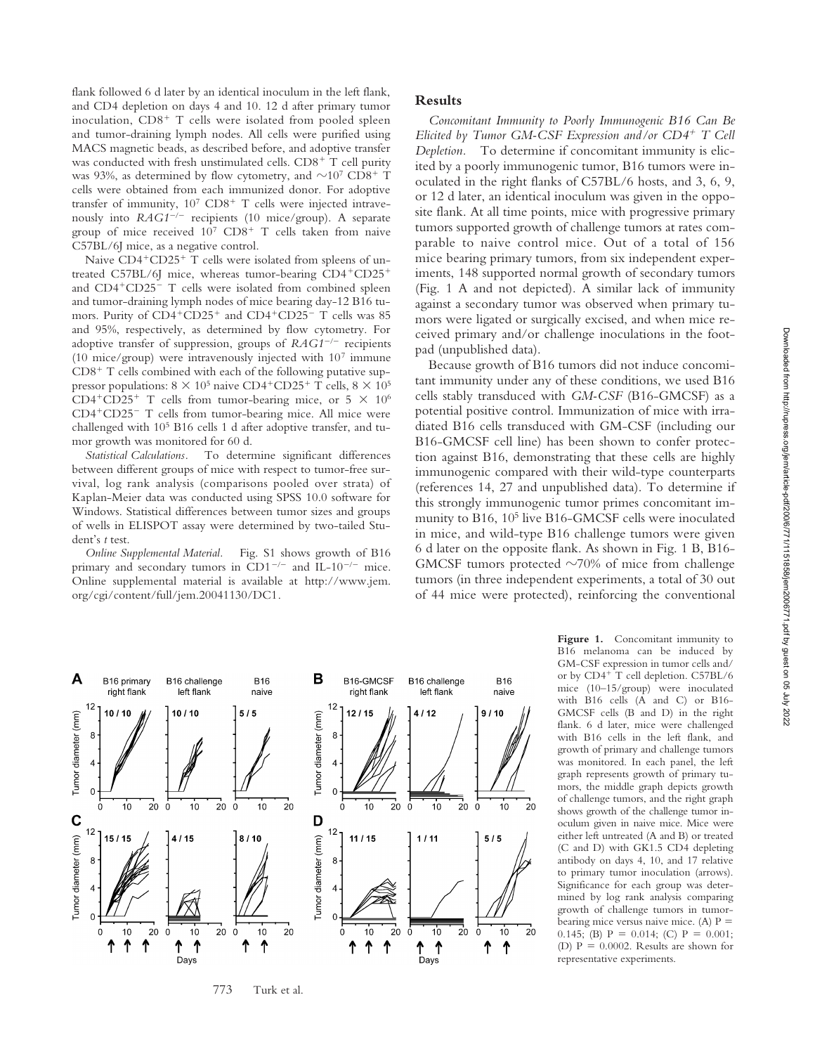flank followed 6 d later by an identical inoculum in the left flank, and CD4 depletion on days 4 and 10. 12 d after primary tumor inoculation, $CD8^+$ T cells were isolated from pooled spleen and tumor-draining lymph nodes. All cells were purified using MACS magnetic beads, as described before, and adoptive transfer was conducted with fresh unstimulated cells. $CD8^+$ T cell purity was 93%, as determined by flow cytometry, and $\sim 10^7$ $CD8^+$ T cells were obtained from each immunized donor. For adoptive transfer of immunity, $10^7$ $CD8^+$ T cells were injected intravenously into *RAG1*$^{-/-}$ recipients (10 mice/group). A separate group of mice received $10^7$ $CD8^+$ T cells taken from naive C57BL/6J mice, as a negative control.

Naive $CD4^+CD25^+$ T cells were isolated from spleens of untreated C57BL/6J mice, whereas tumor-bearing $CD4^+CD25^+$ and $CD4^+CD25^-$ T cells were isolated from combined spleen and tumor-draining lymph nodes of mice bearing day-12 B16 tumors. Purity of $CD4^+CD25^+$ and $CD4^+CD25^-$ T cells was 85 and 95%, respectively, as determined by flow cytometry. For adoptive transfer of suppression, groups of *RAG1*$^{-/-}$ recipients (10 mice/group) were intravenously injected with $10^7$ immune $CD8^+$ T cells combined with each of the following putative suppressor populations: $8 \times 10^5$ naive $CD4^+CD25^+$ T cells, $8 \times 10^5$ $CD4^+CD25^+$ T cells from tumor-bearing mice, or $5 \times 10^6$ $CD4^+CD25^-$ T cells from tumor-bearing mice. All mice were challenged with $10^5$ B16 cells 1 d after adoptive transfer, and tumor growth was monitored for 60 d.

*Statistical Calculations.* To determine significant differences between different groups of mice with respect to tumor-free survival, log rank analysis (comparisons pooled over strata) of Kaplan-Meier data was conducted using SPSS 10.0 software for Windows. Statistical differences between tumor sizes and groups of wells in ELISPOT assay were determined by two-tailed Student's *t* test.

*Online Supplemental Material.* Fig. S1 shows growth of B16 primary and secondary tumors in CD1$^{-/-}$ and IL-10$^{-/-}$ mice. Online supplemental material is available at http://www.jem.org/cgi/content/full/jem.20041130/DC1.

## Results

*Concomitant Immunity to Poorly Immunogenic B16 Can Be Elicited by Tumor GM-CSF Expression and/or $CD4^+$ T Cell Depletion.* To determine if concomitant immunity is elicited by a poorly immunogenic tumor, B16 tumors were inoculated in the right flanks of C57BL/6 hosts, and 3, 6, 9, or 12 d later, an identical inoculum was given in the opposite flank. At all time points, mice with progressive primary tumors supported growth of challenge tumors at rates comparable to naive control mice. Out of a total of 156 mice bearing primary tumors, from six independent experiments, 148 supported normal growth of secondary tumors (Fig. 1 A and not depicted). A similar lack of immunity against a secondary tumor was observed when primary tumors were ligated or surgically excised, and when mice received primary and/or challenge inoculations in the footpad (unpublished data).

Because growth of B16 tumors did not induce concomitant immunity under any of these conditions, we used B16 cells stably transduced with *GM-CSF* (B16-GMCSF) as a potential positive control. Immunization of mice with irradiated B16 cells transduced with GM-CSF (including our B16-GMCSF cell line) has been shown to confer protection against B16, demonstrating that these cells are highly immunogenic compared with their wild-type counterparts (references 14, 27 and unpublished data). To determine if this strongly immunogenic tumor primes concomitant immunity to B16, $10^5$ live B16-GMCSF cells were inoculated in mice, and wild-type B16 challenge tumors were given 6 d later on the opposite flank. As shown in Fig. 1 B, B16-GMCSF tumors protected ~70% of mice from challenge tumors (in three independent experiments, a total of 30 out of 44 mice were protected), reinforcing the conventional

**Figure 1.** Concomitant immunity to B16 melanoma can be induced by GM-CSF expression in tumor cells and/or by $CD4^+$ T cell depletion. C57BL/6 mice (10–15/group) were inoculated with B16 cells (A and C) or B16-GMCSF cells (B and D) in the right flank. 6 d later, mice were challenged with B16 cells in the left flank, and growth of primary and challenge tumors was monitored. In each panel, the left graph represents growth of primary tumors, the middle graph depicts growth of challenge tumors, and the right graph shows growth of the challenge tumor inoculum given in naive mice. Mice were either left untreated (A and B) or treated (C and D) with GK1.5 CD4 depleting antibody on days 4, 10, and 17 relative to primary tumor inoculation (arrows). Significance for each group was determined by log rank analysis comparing growth of challenge tumors in tumor-bearing mice versus naive mice. (A) $P = 0.145$; (B) $P = 0.014$; (C) $P = 0.001$; (D) $P = 0.0002$. Results are shown for representative experiments.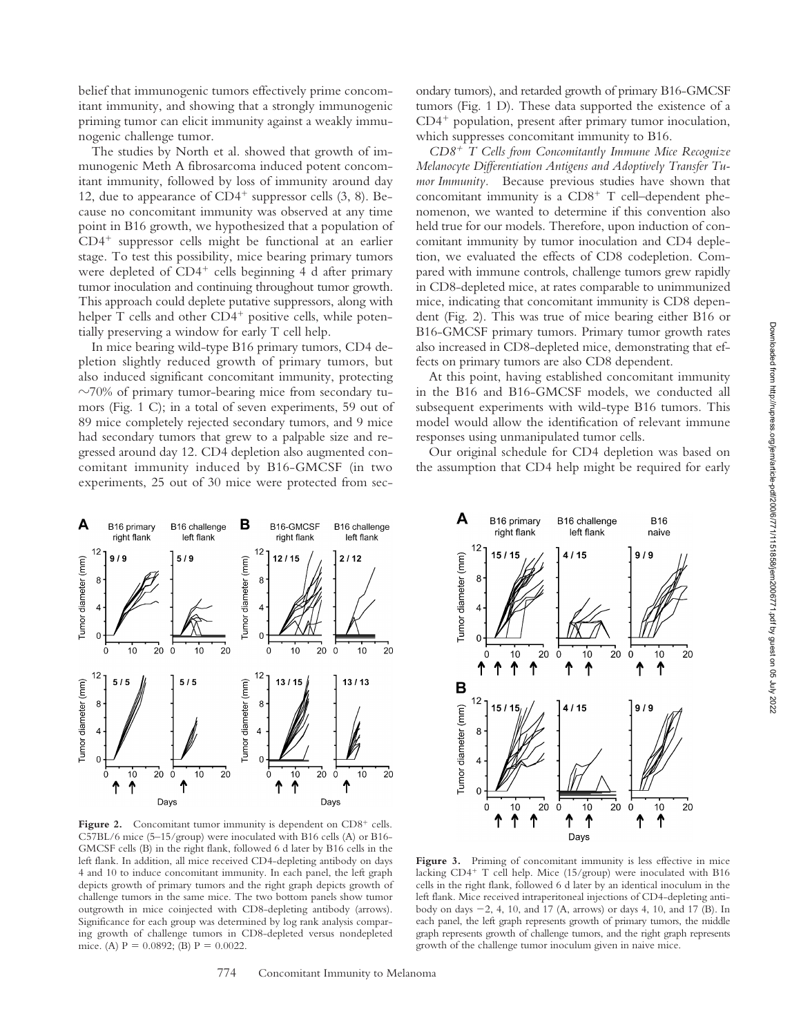belief that immunogenic tumors effectively prime concomitant immunity, and showing that a strongly immunogenic priming tumor can elicit immunity against a weakly immunogenic challenge tumor.

The studies by North et al. showed that growth of immunogenic Meth A fibrosarcoma induced potent concomitant immunity, followed by loss of immunity around day 12, due to appearance of $CD4^+$ suppressor cells (3, 8). Because no concomitant immunity was observed at any time point in B16 growth, we hypothesized that a population of $CD4^+$ suppressor cells might be functional at an earlier stage. To test this possibility, mice bearing primary tumors were depleted of $CD4^+$ cells beginning 4 d after primary tumor inoculation and continuing throughout tumor growth. This approach could deplete putative suppressors, along with helper T cells and other $CD4^+$ positive cells, while potentially preserving a window for early T cell help.

In mice bearing wild-type B16 primary tumors, CD4 depletion slightly reduced growth of primary tumors, but also induced significant concomitant immunity, protecting ~70% of primary tumor-bearing mice from secondary tumors (Fig. 1 C); in a total of seven experiments, 59 out of 89 mice completely rejected secondary tumors, and 9 mice had secondary tumors that grew to a palpable size and regressed around day 12. CD4 depletion also augmented concomitant immunity induced by B16-GMCSF (in two experiments, 25 out of 30 mice were protected from secondary tumors), and retarded growth of primary B16-GMCSF tumors (Fig. 1 D). These data supported the existence of a $CD4^+$ population, present after primary tumor inoculation, which suppresses concomitant immunity to B16.

*$CD8^+$ T Cells from Concomitantly Immune Mice Recognize Melanocyte Differentiation Antigens and Adoptively Transfer Tumor Immunity.* Because previous studies have shown that concomitant immunity is a $CD8^+$ T cell–dependent phenomenon, we wanted to determine if this convention also held true for our models. Therefore, upon induction of concomitant immunity by tumor inoculation and CD4 depletion, we evaluated the effects of CD8 codepletion. Compared with immune controls, challenge tumors grew rapidly in CD8-depleted mice, at rates comparable to unimmunized mice, indicating that concomitant immunity is CD8 dependent (Fig. 2). This was true of mice bearing either B16 or B16-GMCSF primary tumors. Primary tumor growth rates also increased in CD8-depleted mice, demonstrating that effects on primary tumors are also CD8 dependent.

At this point, having established concomitant immunity in the B16 and B16-GMCSF models, we conducted all subsequent experiments with wild-type B16 tumors. This model would allow the identification of relevant immune responses using unmanipulated tumor cells.

Our original schedule for CD4 depletion was based on the assumption that CD4 help might be required for early

**Figure 2.** Concomitant tumor immunity is dependent on $CD8^+$ cells. C57BL/6 mice (5–15/group) were inoculated with B16 cells (A) or B16-GMCSF cells (B) in the right flank, followed 6 d later by B16 cells in the left flank. In addition, all mice received CD4-depleting antibody on days 4 and 10 to induce concomitant immunity. In each panel, the left graph depicts growth of primary tumors and the right graph depicts growth of challenge tumors in the same mice. The two bottom panels show tumor outgrowth in mice coinjected with CD8-depleting antibody (arrows). Significance for each group was determined by log rank analysis comparing growth of challenge tumors in CD8-depleted versus nondepleted mice. (A) $P = 0.0892$; (B) $P = 0.0022$.

**Figure 3.** Priming of concomitant immunity is less effective in mice lacking $CD4^+$ T cell help. Mice (15/group) were inoculated with B16 cells in the right flank, followed 6 d later by an identical inoculum in the left flank. Mice received intraperitoneal injections of CD4-depleting antibody on days −2, 4, 10, and 17 (A, arrows) or days 4, 10, and 17 (B). In each panel, the left graph represents growth of primary tumors, the middle graph represents growth of challenge tumors, and the right graph represents growth of the challenge tumor inoculum given in naive mice.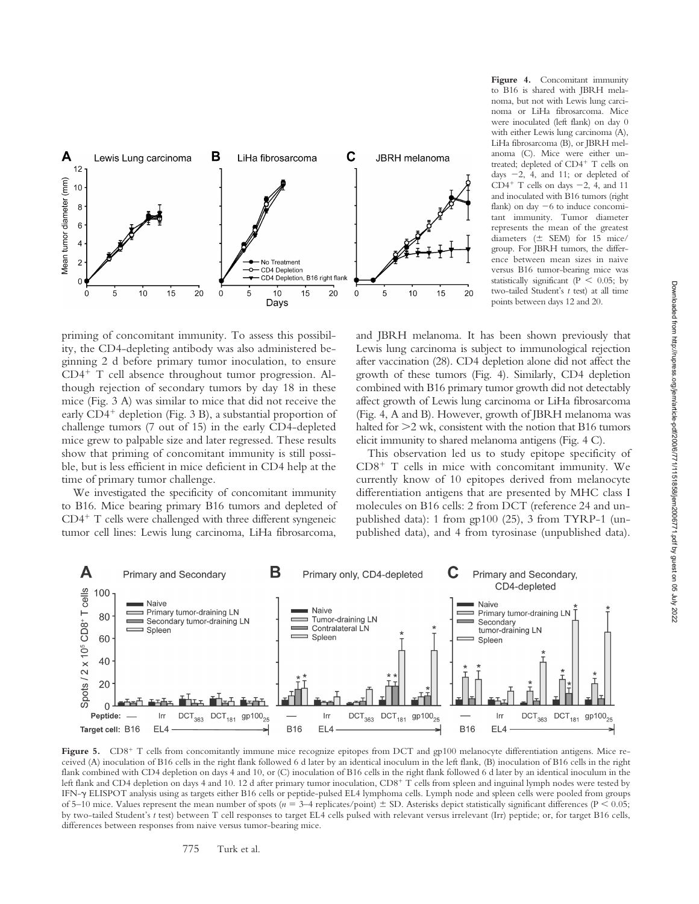**Figure 4.** Concomitant immunity to B16 is shared with JBRH melanoma, but not with Lewis lung carcinoma or LiHa fibrosarcoma. Mice were inoculated (left flank) on day 0 with either Lewis lung carcinoma (A), LiHa fibrosarcoma (B), or JBRH melanoma (C). Mice were either untreated; depleted of $CD4^+$ T cells on days −2, 4, and 11; or depleted of $CD4^+$ T cells on days −2, 4, and 11 and inoculated with B16 tumors (right flank) on day −6 to induce concomitant immunity. Tumor diameter represents the mean of the greatest diameters (± SEM) for 15 mice/group. For JBRH tumors, the difference between mean sizes in naive versus B16 tumor-bearing mice was statistically significant ($P < 0.05$; by two-tailed Student's *t* test) at all time points between days 12 and 20.

priming of concomitant immunity. To assess this possibility, the CD4-depleting antibody was also administered beginning 2 d before primary tumor inoculation, to ensure $CD4^+$ T cell absence throughout tumor progression. Although rejection of secondary tumors by day 18 in these mice (Fig. 3 A) was similar to mice that did not receive the early $CD4^+$ depletion (Fig. 3 B), a substantial proportion of challenge tumors (7 out of 15) in the early CD4-depleted mice grew to palpable size and later regressed. These results show that priming of concomitant immunity is still possible, but is less efficient in mice deficient in CD4 help at the time of primary tumor challenge.

We investigated the specificity of concomitant immunity to B16. Mice bearing primary B16 tumors and depleted of $CD4^+$ T cells were challenged with three different syngeneic tumor cell lines: Lewis lung carcinoma, LiHa fibrosarcoma, and JBRH melanoma. It has been shown previously that Lewis lung carcinoma is subject to immunological rejection after vaccination (28). CD4 depletion alone did not affect the growth of these tumors (Fig. 4). Similarly, CD4 depletion combined with B16 primary tumor growth did not detectably affect growth of Lewis lung carcinoma or LiHa fibrosarcoma (Fig. 4, A and B). However, growth of JBRH melanoma was halted for >2 wk, consistent with the notion that B16 tumors elicit immunity to shared melanoma antigens (Fig. 4 C).

This observation led us to study epitope specificity of $CD8^+$ T cells in mice with concomitant immunity. We currently know of 10 epitopes derived from melanocyte differentiation antigens that are presented by MHC class I molecules on B16 cells: 2 from DCT (reference 24 and unpublished data): 1 from gp100 (25), 3 from TYRP-1 (unpublished data), and 4 from tyrosinase (unpublished data).

**Figure 5.** $CD8^+$ T cells from concomitantly immune mice recognize epitopes from DCT and gp100 melanocyte differentiation antigens. Mice received (A) inoculation of B16 cells in the right flank followed 6 d later by an identical inoculum in the left flank, (B) inoculation of B16 cells in the right flank combined with CD4 depletion on days 4 and 10, or (C) inoculation of B16 cells in the right flank followed 6 d later by an identical inoculum in the left flank and CD4 depletion on days 4 and 10. 12 d after primary tumor inoculation, $CD8^+$ T cells from spleen and inguinal lymph nodes were tested by IFN-γ ELISPOT analysis using as targets either B16 cells or peptide-pulsed EL4 lymphoma cells. Lymph node and spleen cells were pooled from groups of 5–10 mice. Values represent the mean number of spots ($n$ = 3–4 replicates/point) ± SD. Asterisks depict statistically significant differences ($P < 0.05$; by two-tailed Student's *t* test) between T cell responses to target EL4 cells pulsed with relevant versus irrelevant (Irr) peptide; or, for target B16 cells, differences between responses from naive versus tumor-bearing mice.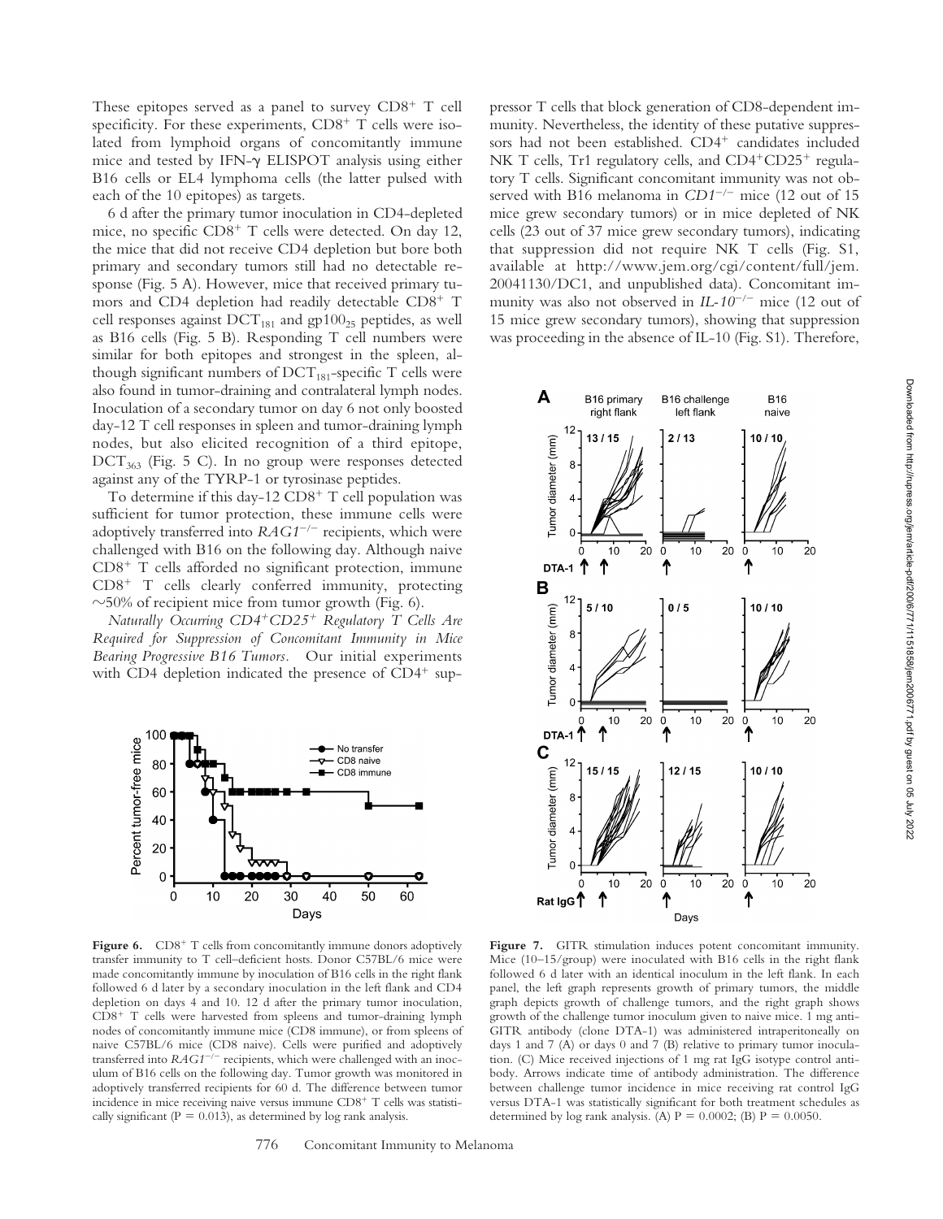These epitopes served as a panel to survey $CD8^+$ T cell specificity. For these experiments, $CD8^+$ T cells were isolated from lymphoid organs of concomitantly immune mice and tested by IFN-γ ELISPOT analysis using either B16 cells or EL4 lymphoma cells (the latter pulsed with each of the 10 epitopes) as targets.

6 d after the primary tumor inoculation in CD4-depleted mice, no specific $CD8^+$ T cells were detected. On day 12, the mice that did not receive CD4 depletion but bore both primary and secondary tumors still had no detectable response (Fig. 5 A). However, mice that received primary tumors and CD4 depletion had readily detectable $CD8^+$ T cell responses against $DCT_{181}$ and $gp100_{25}$ peptides, as well as B16 cells (Fig. 5 B). Responding T cell numbers were similar for both epitopes and strongest in the spleen, although significant numbers of $DCT_{181}$-specific T cells were also found in tumor-draining and contralateral lymph nodes. Inoculation of a secondary tumor on day 6 not only boosted day-12 T cell responses in spleen and tumor-draining lymph nodes, but also elicited recognition of a third epitope, $DCT_{363}$ (Fig. 5 C). In no group were responses detected against any of the TYRP-1 or tyrosinase peptides.

To determine if this day-12 $CD8^+$ T cell population was sufficient for tumor protection, these immune cells were adoptively transferred into *RAG1*$^{-/-}$ recipients, which were challenged with B16 on the following day. Although naive $CD8^+$ T cells afforded no significant protection, immune $CD8^+$ T cells clearly conferred immunity, protecting ~50% of recipient mice from tumor growth (Fig. 6).

*Naturally Occurring CD4⁺CD25⁺ Regulatory T Cells Are Required for Suppression of Concomitant Immunity in Mice Bearing Progressive B16 Tumors.* Our initial experiments with CD4 depletion indicated the presence of $CD4^+$ suppressor T cells that block generation of CD8-dependent immunity. Nevertheless, the identity of these putative suppressors had not been established. $CD4^+$ candidates included NK T cells, Tr1 regulatory cells, and $CD4^+CD25^+$ regulatory T cells. Significant concomitant immunity was not observed with B16 melanoma in *CD1*$^{-/-}$ mice (12 out of 15 mice grew secondary tumors) or in mice depleted of NK cells (23 out of 37 mice grew secondary tumors), indicating that suppression did not require NK T cells (Fig. S1, available at http://www.jem.org/cgi/content/full/jem.20041130/DC1, and unpublished data). Concomitant immunity was also not observed in *IL-10*$^{-/-}$ mice (12 out of 15 mice grew secondary tumors), showing that suppression was proceeding in the absence of IL-10 (Fig. S1). Therefore,

**Figure 6.** $CD8^+$ T cells from concomitantly immune donors adoptively transfer immunity to T cell–deficient hosts. Donor C57BL/6 mice were made concomitantly immune by inoculation of B16 cells in the right flank followed 6 d later by a secondary inoculation in the left flank and CD4 depletion on days 4 and 10. 12 d after the primary tumor inoculation, $CD8^+$ T cells were harvested from spleens and tumor-draining lymph nodes of concomitantly immune mice (CD8 immune), or from spleens of naive C57BL/6 mice (CD8 naive). Cells were purified and adoptively transferred into *RAG1*$^{-/-}$ recipients, which were challenged with an inoculum of B16 cells on the following day. Tumor growth was monitored in adoptively transferred recipients for 60 d. The difference between tumor incidence in mice receiving naive versus immune $CD8^+$ T cells was statistically significant ($P = 0.013$), as determined by log rank analysis.

**Figure 7.** GITR stimulation induces potent concomitant immunity. Mice (10–15/group) were inoculated with B16 cells in the right flank followed 6 d later with an identical inoculum in the left flank. In each panel, the left graph represents growth of primary tumors, the middle graph depicts growth of challenge tumors, and the right graph shows growth of the challenge tumor inoculum given to naive mice. 1 mg anti-GITR antibody (clone DTA-1) was administered intraperitoneally on days 1 and 7 (A) or days 0 and 7 (B) relative to primary tumor inoculation. (C) Mice received injections of 1 mg rat IgG isotype control antibody. Arrows indicate time of antibody administration. The difference between challenge tumor incidence in mice receiving rat control IgG versus DTA-1 was statistically significant for both treatment schedules as determined by log rank analysis. (A) $P = 0.0002$; (B) $P = 0.0050$.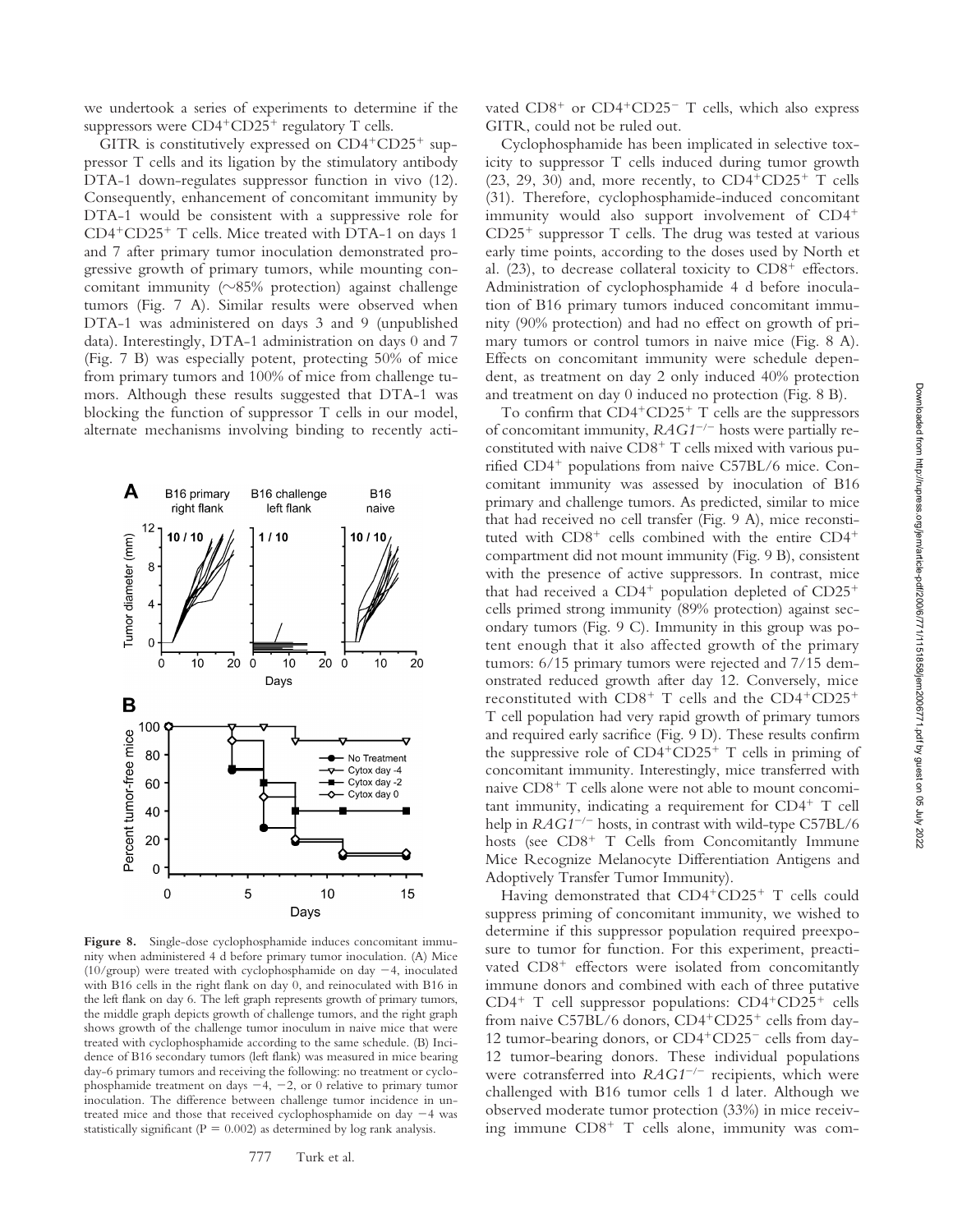we undertook a series of experiments to determine if the suppressors were CD4$^+$CD25$^+$ regulatory T cells.

GITR is constitutively expressed on CD4$^+$CD25$^+$ suppressor T cells and its ligation by the stimulatory antibody DTA-1 down-regulates suppressor function in vivo (12). Consequently, enhancement of concomitant immunity by DTA-1 would be consistent with a suppressive role for CD4$^+$CD25$^+$ T cells. Mice treated with DTA-1 on days 1 and 7 after primary tumor inoculation demonstrated progressive growth of primary tumors, while mounting concomitant immunity (~85% protection) against challenge tumors (Fig. 7 A). Similar results were observed when DTA-1 was administered on days 3 and 9 (unpublished data). Interestingly, DTA-1 administration on days 0 and 7 (Fig. 7 B) was especially potent, protecting 50% of mice from primary tumors and 100% of mice from challenge tumors. Although these results suggested that DTA-1 was blocking the function of suppressor T cells in our model, alternate mechanisms involving binding to recently activated CD8$^+$ or CD4$^+$CD25$^-$ T cells, which also express GITR, could not be ruled out.

**Figure 8.** Single-dose cyclophosphamide induces concomitant immunity when administered 4 d before primary tumor inoculation. (A) Mice (10/group) were treated with cyclophosphamide on day −4, inoculated with B16 cells in the right flank on day 0, and reinoculated with B16 in the left flank on day 6. The left graph represents growth of primary tumors, the middle graph depicts growth of challenge tumors, and the right graph shows growth of the challenge tumor inoculum in naive mice that were treated with cyclophosphamide according to the same schedule. (B) Incidence of B16 secondary tumors (left flank) was measured in mice bearing day-6 primary tumors and receiving the following: no treatment or cyclophosphamide treatment on days −4, −2, or 0 relative to primary tumor inoculation. The difference between challenge tumor incidence in untreated mice and those that received cyclophosphamide on day −4 was statistically significant ($P = 0.002$) as determined by log rank analysis.

Cyclophosphamide has been implicated in selective toxicity to suppressor T cells induced during tumor growth (23, 29, 30) and, more recently, to CD4$^+$CD25$^+$ T cells (31). Therefore, cyclophosphamide-induced concomitant immunity would also support involvement of CD4$^+$ CD25$^+$ suppressor T cells. The drug was tested at various early time points, according to the doses used by North et al. (23), to decrease collateral toxicity to CD8$^+$ effectors. Administration of cyclophosphamide 4 d before inoculation of B16 primary tumors induced concomitant immunity (90% protection) and had no effect on growth of primary tumors or control tumors in naive mice (Fig. 8 A). Effects on concomitant immunity were schedule dependent, as treatment on day 2 only induced 40% protection and treatment on day 0 induced no protection (Fig. 8 B).

To confirm that CD4$^+$CD25$^+$ T cells are the suppressors of concomitant immunity, *RAG1*$^{-/-}$ hosts were partially reconstituted with naive CD8$^+$ T cells mixed with various purified CD4$^+$ populations from naive C57BL/6 mice. Concomitant immunity was assessed by inoculation of B16 primary and challenge tumors. As predicted, similar to mice that had received no cell transfer (Fig. 9 A), mice reconstituted with CD8$^+$ cells combined with the entire CD4$^+$ compartment did not mount immunity (Fig. 9 B), consistent with the presence of active suppressors. In contrast, mice that had received a CD4$^+$ population depleted of CD25$^+$ cells primed strong immunity (89% protection) against secondary tumors (Fig. 9 C). Immunity in this group was potent enough that it also affected growth of the primary tumors: 6/15 primary tumors were rejected and 7/15 demonstrated reduced growth after day 12. Conversely, mice reconstituted with CD8$^+$ T cells and the CD4$^+$CD25$^+$ T cell population had very rapid growth of primary tumors and required early sacrifice (Fig. 9 D). These results confirm the suppressive role of CD4$^+$CD25$^+$ T cells in priming of concomitant immunity. Interestingly, mice transferred with naive CD8$^+$ T cells alone were not able to mount concomitant immunity, indicating a requirement for CD4$^+$ T cell help in *RAG1*$^{-/-}$ hosts, in contrast with wild-type C57BL/6 hosts (see CD8$^+$ T Cells from Concomitantly Immune Mice Recognize Melanocyte Differentiation Antigens and Adoptively Transfer Tumor Immunity).

Having demonstrated that CD4$^+$CD25$^+$ T cells could suppress priming of concomitant immunity, we wished to determine if this suppressor population required preexposure to tumor for function. For this experiment, preactivated CD8$^+$ effectors were isolated from concomitantly immune donors and combined with each of three putative CD4$^+$ T cell suppressor populations: CD4$^+$CD25$^+$ cells from naive C57BL/6 donors, CD4$^+$CD25$^+$ cells from day-12 tumor-bearing donors, or CD4$^+$CD25$^-$ cells from day-12 tumor-bearing donors. These individual populations were cotransferred into *RAG1*$^{-/-}$ recipients, which were challenged with B16 tumor cells 1 d later. Although we observed moderate tumor protection (33%) in mice receiving immune CD8$^+$ T cells alone, immunity was com-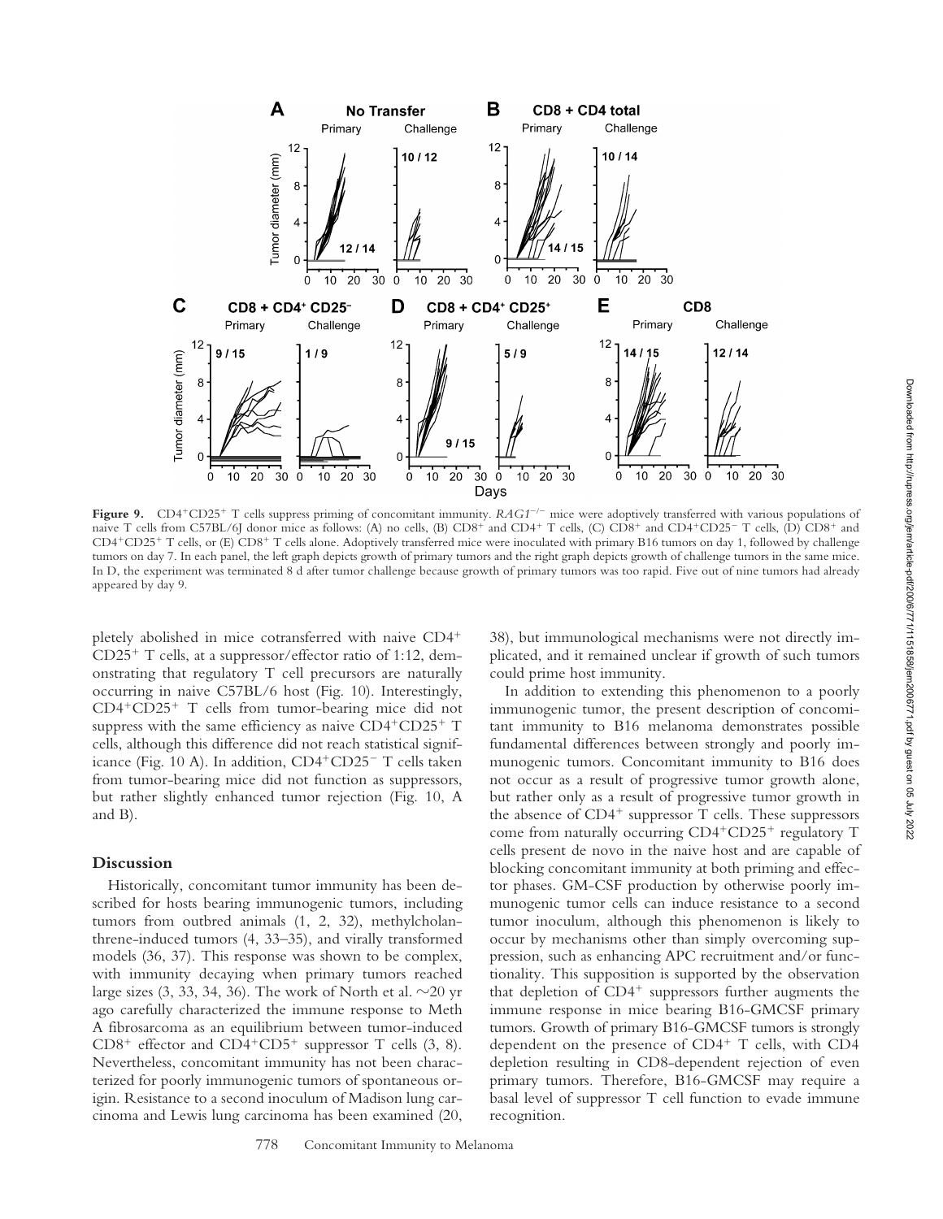**Figure 9.** $CD4^+CD25^+$ T cells suppress priming of concomitant immunity. *RAG1*$^{-/-}$ mice were adoptively transferred with various populations of naive T cells from C57BL/6J donor mice as follows: (A) no cells, (B) $CD8^+$ and $CD4^+$ T cells, (C) $CD8^+$ and $CD4^+CD25^-$ T cells, (D) $CD8^+$ and $CD4^+CD25^+$ T cells, or (E) $CD8^+$ T cells alone. Adoptively transferred mice were inoculated with primary B16 tumors on day 1, followed by challenge tumors on day 7. In each panel, the left graph depicts growth of primary tumors and the right graph depicts growth of challenge tumors in the same mice. In D, the experiment was terminated 8 d after tumor challenge because growth of primary tumors was too rapid. Five out of nine tumors had already appeared by day 9.

pletely abolished in mice cotransferred with naive $CD4^+$ $CD25^+$ T cells, at a suppressor/effector ratio of 1:12, demonstrating that regulatory T cell precursors are naturally occurring in naive C57BL/6 host (Fig. 10). Interestingly, $CD4^+CD25^+$ T cells from tumor-bearing mice did not suppress with the same efficiency as naive $CD4^+CD25^+$ T cells, although this difference did not reach statistical significance (Fig. 10 A). In addition, $CD4^+CD25^-$ T cells taken from tumor-bearing mice did not function as suppressors, but rather slightly enhanced tumor rejection (Fig. 10, A and B).

## Discussion

Historically, concomitant tumor immunity has been described for hosts bearing immunogenic tumors, including tumors from outbred animals (1, 2, 32), methylcholanthrene-induced tumors (4, 33–35), and virally transformed models (36, 37). This response was shown to be complex, with immunity decaying when primary tumors reached large sizes (3, 33, 34, 36). The work of North et al. ~20 yr ago carefully characterized the immune response to Meth A fibrosarcoma as an equilibrium between tumor-induced $CD8^+$ effector and $CD4^+CD5^+$ suppressor T cells (3, 8). Nevertheless, concomitant immunity has not been characterized for poorly immunogenic tumors of spontaneous origin. Resistance to a second inoculum of Madison lung carcinoma and Lewis lung carcinoma has been examined (20, 38), but immunological mechanisms were not directly implicated, and it remained unclear if growth of such tumors could prime host immunity.

In addition to extending this phenomenon to a poorly immunogenic tumor, the present description of concomitant immunity to B16 melanoma demonstrates possible fundamental differences between strongly and poorly immunogenic tumors. Concomitant immunity to B16 does not occur as a result of progressive tumor growth alone, but rather only as a result of progressive tumor growth in the absence of $CD4^+$ suppressor T cells. These suppressors come from naturally occurring $CD4^+CD25^+$ regulatory T cells present de novo in the naive host and are capable of blocking concomitant immunity at both priming and effector phases. GM-CSF production by otherwise poorly immunogenic tumor cells can induce resistance to a second tumor inoculum, although this phenomenon is likely to occur by mechanisms other than simply overcoming suppression, such as enhancing APC recruitment and/or functionality. This supposition is supported by the observation that depletion of $CD4^+$ suppressors further augments the immune response in mice bearing B16-GMCSF primary tumors. Growth of primary B16-GMCSF tumors is strongly dependent on the presence of $CD4^+$ T cells, with CD4 depletion resulting in CD8-dependent rejection of even primary tumors. Therefore, B16-GMCSF may require a basal level of suppressor T cell function to evade immune recognition.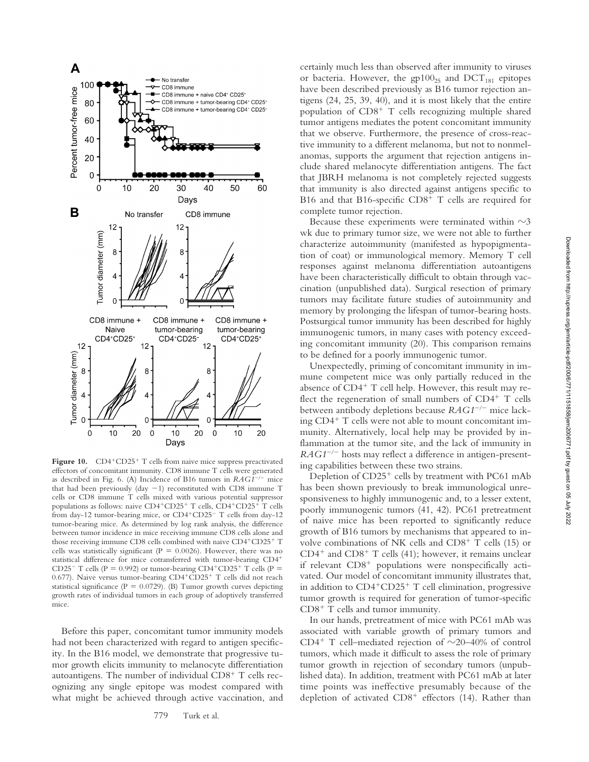**Figure 10.** $CD4^+CD25^+$ T cells from naive mice suppress preactivated effectors of concomitant immunity. CD8 immune T cells were generated as described in Fig. 6. (A) Incidence of B16 tumors in $RAG1^{-/-}$ mice that had been previously (day −1) reconstituted with CD8 immune T cells or CD8 immune T cells mixed with various potential suppressor populations as follows: naive $CD4^+CD25^+$ T cells, $CD4^+CD25^+$ T cells from day-12 tumor-bearing mice, or $CD4^+CD25^-$ T cells from day-12 tumor-bearing mice. As determined by log rank analysis, the difference between tumor incidence in mice receiving immune CD8 cells alone and those receiving immune CD8 cells combined with naive $CD4^+CD25^+$ T cells was statistically significant ($P = 0.0026$). However, there was no statistical difference for mice cotransferred with tumor-bearing $CD4^+CD25^-$ T cells ($P = 0.992$) or tumor-bearing $CD4^+CD25^+$ T cells ($P = 0.677$). Naive versus tumor-bearing $CD4^+CD25^+$ T cells did not reach statistical significance ($P = 0.0729$). (B) Tumor growth curves depicting growth rates of individual tumors in each group of adoptively transferred mice.

Before this paper, concomitant tumor immunity models had not been characterized with regard to antigen specificity. In the B16 model, we demonstrate that progressive tumor growth elicits immunity to melanocyte differentiation autoantigens. The number of individual $CD8^+$ T cells recognizing any single epitope was modest compared with what might be achieved through active vaccination, and certainly much less than observed after immunity to viruses or bacteria. However, the $gp100_{25}$ and $DCT_{181}$ epitopes have been described previously as B16 tumor rejection antigens (24, 25, 39, 40), and it is most likely that the entire population of $CD8^+$ T cells recognizing multiple shared tumor antigens mediates the potent concomitant immunity that we observe. Furthermore, the presence of cross-reactive immunity to a different melanoma, but not to nonmelanomas, supports the argument that rejection antigens include shared melanocyte differentiation antigens. The fact that JBRH melanoma is not completely rejected suggests that immunity is also directed against antigens specific to B16 and that B16-specific $CD8^+$ T cells are required for complete tumor rejection.

Because these experiments were terminated within ~3 wk due to primary tumor size, we were not able to further characterize autoimmunity (manifested as hypopigmentation of coat) or immunological memory. Memory T cell responses against melanoma differentiation autoantigens have been characteristically difficult to obtain through vaccination (unpublished data). Surgical resection of primary tumors may facilitate future studies of autoimmunity and memory by prolonging the lifespan of tumor-bearing hosts. Postsurgical tumor immunity has been described for highly immunogenic tumors, in many cases with potency exceeding concomitant immunity (20). This comparison remains to be defined for a poorly immunogenic tumor.

Unexpectedly, priming of concomitant immunity in immune competent mice was only partially reduced in the absence of $CD4^+$ T cell help. However, this result may reflect the regeneration of small numbers of $CD4^+$ T cells between antibody depletions because $RAG1^{-/-}$ mice lacking $CD4^+$ T cells were not able to mount concomitant immunity. Alternatively, local help may be provided by inflammation at the tumor site, and the lack of immunity in $RAG1^{-/-}$ hosts may reflect a difference in antigen-presenting capabilities between these two strains.

Depletion of $CD25^+$ cells by treatment with PC61 mAb has been shown previously to break immunological unresponsiveness to highly immunogenic and, to a lesser extent, poorly immunogenic tumors (41, 42). PC61 pretreatment of naive mice has been reported to significantly reduce growth of B16 tumors by mechanisms that appeared to involve combinations of NK cells and $CD8^+$ T cells (15) or $CD4^+$ and $CD8^+$ T cells (41); however, it remains unclear if relevant $CD8^+$ populations were nonspecifically activated. Our model of concomitant immunity illustrates that, in addition to $CD4^+CD25^+$ T cell elimination, progressive tumor growth is required for generation of tumor-specific $CD8^+$ T cells and tumor immunity.

In our hands, pretreatment of mice with PC61 mAb was associated with variable growth of primary tumors and $CD4^+$ T cell–mediated rejection of ~20–40% of control tumors, which made it difficult to assess the role of primary tumor growth in rejection of secondary tumors (unpublished data). In addition, treatment with PC61 mAb at later time points was ineffective presumably because of the depletion of activated $CD8^+$ effectors (14). Rather than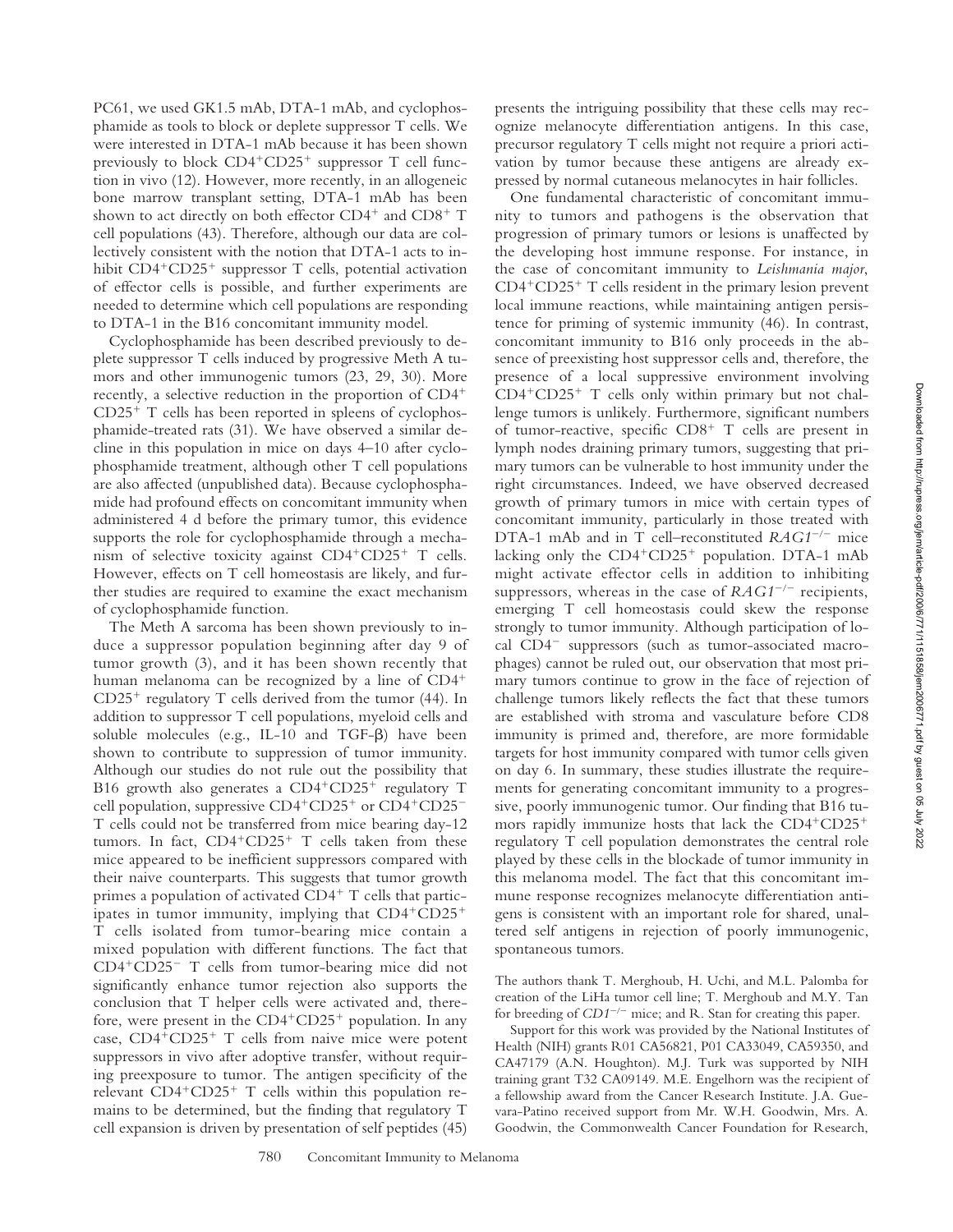PC61, we used GK1.5 mAb, DTA-1 mAb, and cyclophosphamide as tools to block or deplete suppressor T cells. We were interested in DTA-1 mAb because it has been shown previously to block $CD4^+CD25^+$ suppressor T cell function in vivo (12). However, more recently, in an allogeneic bone marrow transplant setting, DTA-1 mAb has been shown to act directly on both effector $CD4^+$ and $CD8^+$ T cell populations (43). Therefore, although our data are collectively consistent with the notion that DTA-1 acts to inhibit $CD4^+CD25^+$ suppressor T cells, potential activation of effector cells is possible, and further experiments are needed to determine which cell populations are responding to DTA-1 in the B16 concomitant immunity model.

Cyclophosphamide has been described previously to deplete suppressor T cells induced by progressive Meth A tumors and other immunogenic tumors (23, 29, 30). More recently, a selective reduction in the proportion of $CD4^+CD25^+$ T cells has been reported in spleens of cyclophosphamide-treated rats (31). We have observed a similar decline in this population in mice on days 4–10 after cyclophosphamide treatment, although other T cell populations are also affected (unpublished data). Because cyclophosphamide had profound effects on concomitant immunity when administered 4 d before the primary tumor, this evidence supports the role for cyclophosphamide through a mechanism of selective toxicity against $CD4^+CD25^+$ T cells. However, effects on T cell homeostasis are likely, and further studies are required to examine the exact mechanism of cyclophosphamide function.

The Meth A sarcoma has been shown previously to induce a suppressor population beginning after day 9 of tumor growth (3), and it has been shown recently that human melanoma can be recognized by a line of $CD4^+CD25^+$ regulatory T cells derived from the tumor (44). In addition to suppressor T cell populations, myeloid cells and soluble molecules (e.g., IL-10 and TGF-β) have been shown to contribute to suppression of tumor immunity. Although our studies do not rule out the possibility that B16 growth also generates a $CD4^+CD25^+$ regulatory T cell population, suppressive $CD4^+CD25^+$ or $CD4^+CD25^-$ T cells could not be transferred from mice bearing day-12 tumors. In fact, $CD4^+CD25^+$ T cells taken from these mice appeared to be inefficient suppressors compared with their naive counterparts. This suggests that tumor growth primes a population of activated $CD4^+$ T cells that participates in tumor immunity, implying that $CD4^+CD25^+$ T cells isolated from tumor-bearing mice contain a mixed population with different functions. The fact that $CD4^+CD25^-$ T cells from tumor-bearing mice did not significantly enhance tumor rejection also supports the conclusion that T helper cells were activated and, therefore, were present in the $CD4^+CD25^+$ population. In any case, $CD4^+CD25^+$ T cells from naive mice were potent suppressors in vivo after adoptive transfer, without requiring preexposure to tumor. The antigen specificity of the relevant $CD4^+CD25^+$ T cells within this population remains to be determined, but the finding that regulatory T cell expansion is driven by presentation of self peptides (45) presents the intriguing possibility that these cells may recognize melanocyte differentiation antigens. In this case, precursor regulatory T cells might not require a priori activation by tumor because these antigens are already expressed by normal cutaneous melanocytes in hair follicles.

One fundamental characteristic of concomitant immunity to tumors and pathogens is the observation that progression of primary tumors or lesions is unaffected by the developing host immune response. For instance, in the case of concomitant immunity to *Leishmania major*, $CD4^+CD25^+$ T cells resident in the primary lesion prevent local immune reactions, while maintaining antigen persistence for priming of systemic immunity (46). In contrast, concomitant immunity to B16 only proceeds in the absence of preexisting host suppressor cells and, therefore, the presence of a local suppressive environment involving $CD4^+CD25^+$ T cells only within primary but not challenge tumors is unlikely. Furthermore, significant numbers of tumor-reactive, specific $CD8^+$ T cells are present in lymph nodes draining primary tumors, suggesting that primary tumors can be vulnerable to host immunity under the right circumstances. Indeed, we have observed decreased growth of primary tumors in mice with certain types of concomitant immunity, particularly in those treated with DTA-1 mAb and in T cell–reconstituted $RAG1^{-/-}$ mice lacking only the $CD4^+CD25^+$ population. DTA-1 mAb might activate effector cells in addition to inhibiting suppressors, whereas in the case of $RAG1^{-/-}$ recipients, emerging T cell homeostasis could skew the response strongly to tumor immunity. Although participation of local $CD4^-$ suppressors (such as tumor-associated macrophages) cannot be ruled out, our observation that most primary tumors continue to grow in the face of rejection of challenge tumors likely reflects the fact that these tumors are established with stroma and vasculature before CD8 immunity is primed and, therefore, are more formidable targets for host immunity compared with tumor cells given on day 6. In summary, these studies illustrate the requirements for generating concomitant immunity to a progressive, poorly immunogenic tumor. Our finding that B16 tumors rapidly immunize hosts that lack the $CD4^+CD25^+$ regulatory T cell population demonstrates the central role played by these cells in the blockade of tumor immunity in this melanoma model. The fact that this concomitant immune response recognizes melanocyte differentiation antigens is consistent with an important role for shared, unaltered self antigens in rejection of poorly immunogenic, spontaneous tumors.

The authors thank T. Merghoub, H. Uchi, and M.L. Palomba for creation of the LiHa tumor cell line; T. Merghoub and M.Y. Tan for breeding of $CD1^{-/-}$ mice; and R. Stan for creating this paper.

Support for this work was provided by the National Institutes of Health (NIH) grants R01 CA56821, P01 CA33049, CA59350, and CA47179 (A.N. Houghton). M.J. Turk was supported by NIH training grant T32 CA09149. M.E. Engelhorn was the recipient of a fellowship award from the Cancer Research Institute. J.A. Guevara-Patino received support from Mr. W.H. Goodwin, Mrs. A. Goodwin, the Commonwealth Cancer Foundation for Research,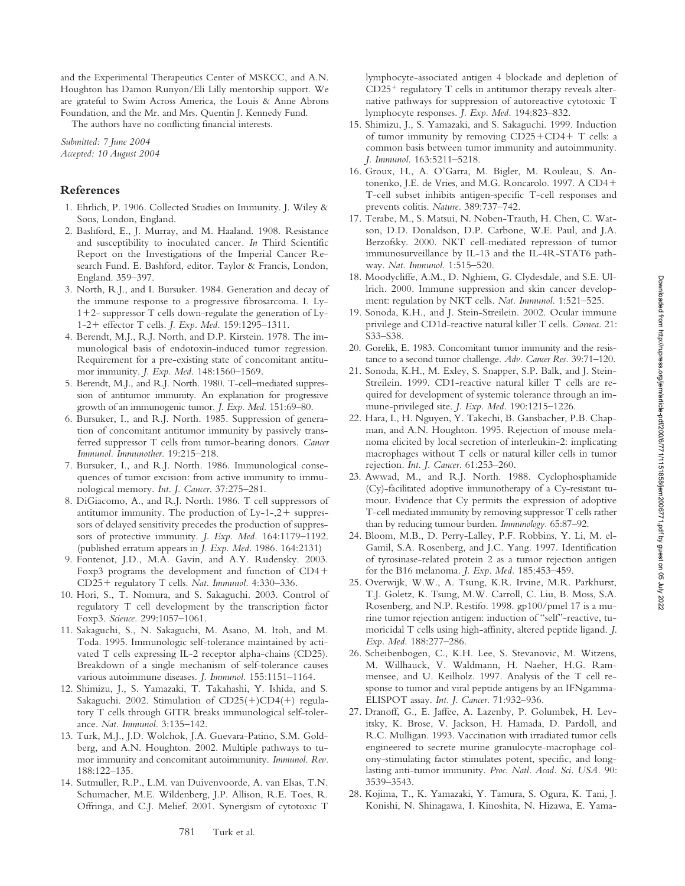and the Experimental Therapeutics Center of MSKCC, and A.N. Houghton has Damon Runyon/Eli Lilly mentorship support. We are grateful to Swim Across America, the Louis & Anne Abrons Foundation, and the Mr. and Mrs. Quentin J. Kennedy Fund.

The authors have no conflicting financial interests.

*Submitted: 7 June 2004*
*Accepted: 10 August 2004*

## References

1. Ehrlich, P. 1906. Collected Studies on Immunity. J. Wiley & Sons, London, England.
2. Bashford, E., J. Murray, and M. Haaland. 1908. Resistance and susceptibility to inoculated cancer. *In* Third Scientific Report on the Investigations of the Imperial Cancer Research Fund. E. Bashford, editor. Taylor & Francis, London, England. 359–397.
3. North, R.J., and I. Bursuker. 1984. Generation and decay of the immune response to a progressive fibrosarcoma. I. Ly-1+2- suppressor T cells down-regulate the generation of Ly-1-2+ effector T cells. *J. Exp. Med.* 159:1295–1311.
4. Berendt, M.J., R.J. North, and D.P. Kirstein. 1978. The immunological basis of endotoxin-induced tumor regression. Requirement for a pre-existing state of concomitant antitumor immunity. *J. Exp. Med.* 148:1560–1569.
5. Berendt, M.J., and R.J. North. 1980. T-cell–mediated suppression of antitumor immunity. An explanation for progressive growth of an immunogenic tumor. *J. Exp. Med.* 151:69–80.
6. Bursuker, I., and R.J. North. 1985. Suppression of generation of concomitant antitumor immunity by passively transferred suppressor T cells from tumor-bearing donors. *Cancer Immunol. Immunother.* 19:215–218.
7. Bursuker, I., and R.J. North. 1986. Immunological consequences of tumor excision: from active immunity to immunological memory. *Int. J. Cancer.* 37:275–281.
8. DiGiacomo, A., and R.J. North. 1986. T cell suppressors of antitumor immunity. The production of Ly-1-,2+ suppressors of delayed sensitivity precedes the production of suppressors of protective immunity. *J. Exp. Med.* 164:1179–1192. (published erratum appears in *J. Exp. Med*. 1986. 164:2131)
9. Fontenot, J.D., M.A. Gavin, and A.Y. Rudensky. 2003. Foxp3 programs the development and function of CD4+ CD25+ regulatory T cells. *Nat. Immunol.* 4:330–336.
10. Hori, S., T. Nomura, and S. Sakaguchi. 2003. Control of regulatory T cell development by the transcription factor Foxp3. *Science.* 299:1057–1061.
11. Sakaguchi, S., N. Sakaguchi, M. Asano, M. Itoh, and M. Toda. 1995. Immunologic self-tolerance maintained by activated T cells expressing IL-2 receptor alpha-chains (CD25). Breakdown of a single mechanism of self-tolerance causes various autoimmune diseases. *J. Immunol.* 155:1151–1164.
12. Shimizu, J., S. Yamazaki, T. Takahashi, Y. Ishida, and S. Sakaguchi. 2002. Stimulation of CD25(+)CD4(+) regulatory T cells through GITR breaks immunological self-tolerance. *Nat. Immunol.* 3:135–142.
13. Turk, M.J., J.D. Wolchok, J.A. Guevara-Patino, S.M. Goldberg, and A.N. Houghton. 2002. Multiple pathways to tumor immunity and concomitant autoimmunity. *Immunol. Rev.* 188:122–135.
14. Sutmuller, R.P., L.M. van Duivenvoorde, A. van Elsas, T.N. Schumacher, M.E. Wildenberg, J.P. Allison, R.E. Toes, R. Offringa, and C.J. Melief. 2001. Synergism of cytotoxic T lymphocyte-associated antigen 4 blockade and depletion of CD25+ regulatory T cells in antitumor therapy reveals alternative pathways for suppression of autoreactive cytotoxic T lymphocyte responses. *J. Exp. Med.* 194:823–832.
15. Shimizu, J., S. Yamazaki, and S. Sakaguchi. 1999. Induction of tumor immunity by removing CD25+CD4+ T cells: a common basis between tumor immunity and autoimmunity. *J. Immunol.* 163:5211–5218.
16. Groux, H., A. O'Garra, M. Bigler, M. Rouleau, S. Antonenko, J.E. de Vries, and M.G. Roncarolo. 1997. A CD4+ T-cell subset inhibits antigen-specific T-cell responses and prevents colitis. *Nature.* 389:737–742.
17. Terabe, M., S. Matsui, N. Noben-Trauth, H. Chen, C. Watson, D.D. Donaldson, D.P. Carbone, W.E. Paul, and J.A. Berzofsky. 2000. NKT cell-mediated repression of tumor immunosurveillance by IL-13 and the IL-4R-STAT6 pathway. *Nat. Immunol.* 1:515–520.
18. Moodycliffe, A.M., D. Nghiem, G. Clydesdale, and S.E. Ullrich. 2000. Immune suppression and skin cancer development: regulation by NKT cells. *Nat. Immunol.* 1:521–525.
19. Sonoda, K.H., and J. Stein-Streilein. 2002. Ocular immune privilege and CD1d-reactive natural killer T cells. *Cornea.* 21: S33–S38.
20. Gorelik, E. 1983. Concomitant tumor immunity and the resistance to a second tumor challenge. *Adv. Cancer Res.* 39:71–120.
21. Sonoda, K.H., M. Exley, S. Snapper, S.P. Balk, and J. Stein-Streilein. 1999. CD1-reactive natural killer T cells are required for development of systemic tolerance through an immune-privileged site. *J. Exp. Med.* 190:1215–1226.
22. Hara, I., H. Nguyen, Y. Takechi, B. Gansbacher, P.B. Chapman, and A.N. Houghton. 1995. Rejection of mouse melanoma elicited by local secretion of interleukin-2: implicating macrophages without T cells or natural killer cells in tumor rejection. *Int. J. Cancer.* 61:253–260.
23. Awwad, M., and R.J. North. 1988. Cyclophosphamide (Cy)-facilitated adoptive immunotherapy of a Cy-resistant tumour. Evidence that Cy permits the expression of adoptive T-cell mediated immunity by removing suppressor T cells rather than by reducing tumour burden. *Immunology.* 65:87–92.
24. Bloom, M.B., D. Perry-Lalley, P.F. Robbins, Y. Li, M. el-Gamil, S.A. Rosenberg, and J.C. Yang. 1997. Identification of tyrosinase-related protein 2 as a tumor rejection antigen for the B16 melanoma. *J. Exp. Med.* 185:453–459.
25. Overwijk, W.W., A. Tsung, K.R. Irvine, M.R. Parkhurst, T.J. Goletz, K. Tsung, M.W. Carroll, C. Liu, B. Moss, S.A. Rosenberg, and N.P. Restifo. 1998. gp100/pmel 17 is a murine tumor rejection antigen: induction of "self"-reactive, tumoricidal T cells using high-affinity, altered peptide ligand. *J. Exp. Med.* 188:277–286.
26. Scheibenbogen, C., K.H. Lee, S. Stevanovic, M. Witzens, M. Willhauck, V. Waldmann, H. Naeher, H.G. Rammensee, and U. Keilholz. 1997. Analysis of the T cell response to tumor and viral peptide antigens by an IFNgamma-ELISPOT assay. *Int. J. Cancer.* 71:932–936.
27. Dranoff, G., E. Jaffee, A. Lazenby, P. Golumbek, H. Levitsky, K. Brose, V. Jackson, H. Hamada, D. Pardoll, and R.C. Mulligan. 1993. Vaccination with irradiated tumor cells engineered to secrete murine granulocyte-macrophage colony-stimulating factor stimulates potent, specific, and long-lasting anti-tumor immunity. *Proc. Natl. Acad. Sci. USA.* 90: 3539–3543.
28. Kojima, T., K. Yamazaki, Y. Tamura, S. Ogura, K. Tani, J. Konishi, N. Shinagawa, I. Kinoshita, N. Hizawa, E. Yama-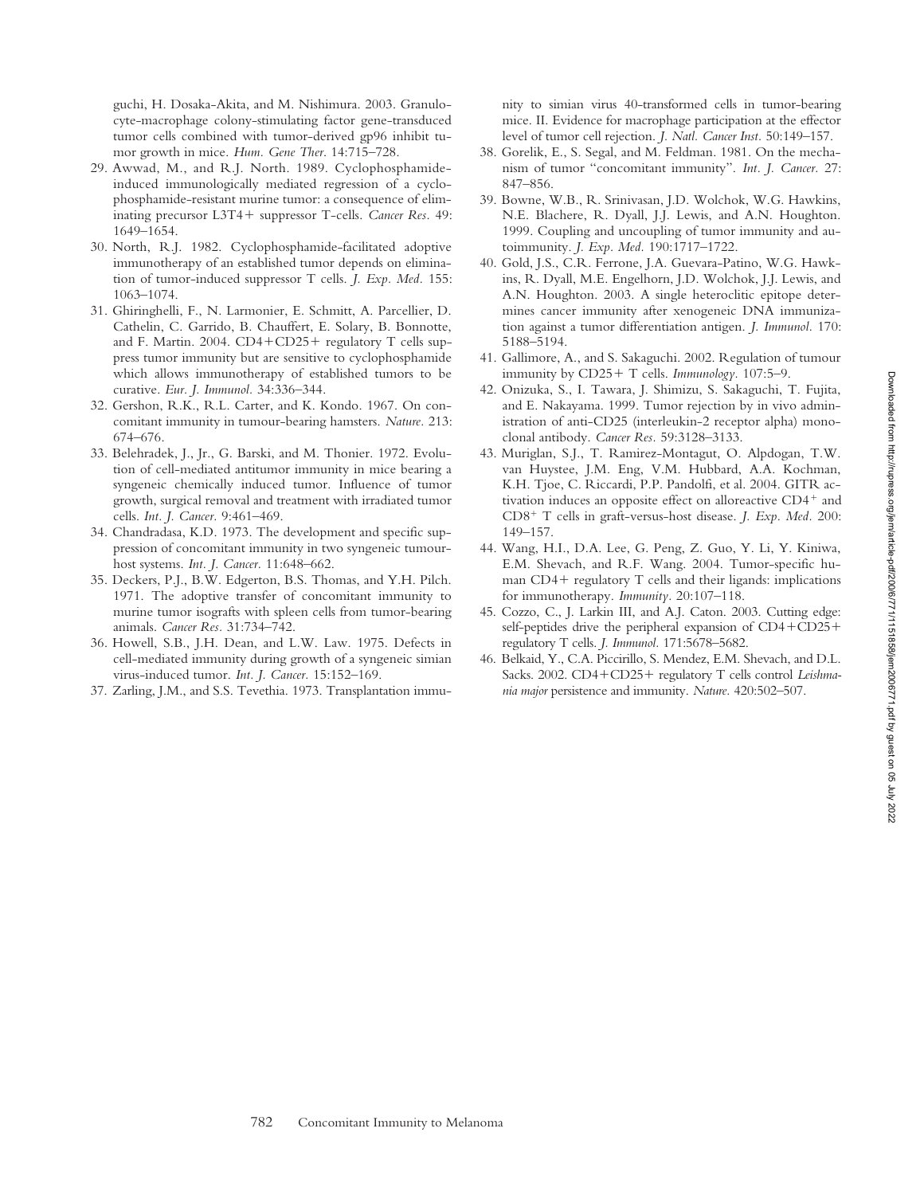guchi, H. Dosaka-Akita, and M. Nishimura. 2003. Granulocyte-macrophage colony-stimulating factor gene-transduced tumor cells combined with tumor-derived gp96 inhibit tumor growth in mice. *Hum. Gene Ther.* 14:715–728.

29. Awwad, M., and R.J. North. 1989. Cyclophosphamide-induced immunologically mediated regression of a cyclophosphamide-resistant murine tumor: a consequence of eliminating precursor L3T4+ suppressor T-cells. *Cancer Res.* 49: 1649–1654.
30. North, R.J. 1982. Cyclophosphamide-facilitated adoptive immunotherapy of an established tumor depends on elimination of tumor-induced suppressor T cells. *J. Exp. Med.* 155: 1063–1074.
31. Ghiringhelli, F., N. Larmonier, E. Schmitt, A. Parcellier, D. Cathelin, C. Garrido, B. Chauffert, E. Solary, B. Bonnotte, and F. Martin. 2004. CD4+CD25+ regulatory T cells suppress tumor immunity but are sensitive to cyclophosphamide which allows immunotherapy of established tumors to be curative. *Eur. J. Immunol.* 34:336–344.
32. Gershon, R.K., R.L. Carter, and K. Kondo. 1967. On concomitant immunity in tumour-bearing hamsters. *Nature.* 213: 674–676.
33. Belehradek, J., Jr., G. Barski, and M. Thonier. 1972. Evolution of cell-mediated antitumor immunity in mice bearing a syngeneic chemically induced tumor. Influence of tumor growth, surgical removal and treatment with irradiated tumor cells. *Int. J. Cancer.* 9:461–469.
34. Chandradasa, K.D. 1973. The development and specific suppression of concomitant immunity in two syngeneic tumour-host systems. *Int. J. Cancer.* 11:648–662.
35. Deckers, P.J., B.W. Edgerton, B.S. Thomas, and Y.H. Pilch. 1971. The adoptive transfer of concomitant immunity to murine tumor isografts with spleen cells from tumor-bearing animals. *Cancer Res.* 31:734–742.
36. Howell, S.B., J.H. Dean, and L.W. Law. 1975. Defects in cell-mediated immunity during growth of a syngeneic simian virus-induced tumor. *Int. J. Cancer.* 15:152–169.
37. Zarling, J.M., and S.S. Tevethia. 1973. Transplantation immunity to simian virus 40-transformed cells in tumor-bearing mice. II. Evidence for macrophage participation at the effector level of tumor cell rejection. *J. Natl. Cancer Inst.* 50:149–157.
38. Gorelik, E., S. Segal, and M. Feldman. 1981. On the mechanism of tumor "concomitant immunity". *Int. J. Cancer.* 27: 847–856.
39. Bowne, W.B., R. Srinivasan, J.D. Wolchok, W.G. Hawkins, N.E. Blachere, R. Dyall, J.J. Lewis, and A.N. Houghton. 1999. Coupling and uncoupling of tumor immunity and autoimmunity. *J. Exp. Med.* 190:1717–1722.
40. Gold, J.S., C.R. Ferrone, J.A. Guevara-Patino, W.G. Hawkins, R. Dyall, M.E. Engelhorn, J.D. Wolchok, J.J. Lewis, and A.N. Houghton. 2003. A single heteroclitic epitope determines cancer immunity after xenogeneic DNA immunization against a tumor differentiation antigen. *J. Immunol.* 170: 5188–5194.
41. Gallimore, A., and S. Sakaguchi. 2002. Regulation of tumour immunity by CD25+ T cells. *Immunology.* 107:5–9.
42. Onizuka, S., I. Tawara, J. Shimizu, S. Sakaguchi, T. Fujita, and E. Nakayama. 1999. Tumor rejection by in vivo administration of anti-CD25 (interleukin-2 receptor alpha) monoclonal antibody. *Cancer Res.* 59:3128–3133.
43. Muriglan, S.J., T. Ramirez-Montagut, O. Alpdogan, T.W. van Huystee, J.M. Eng, V.M. Hubbard, A.A. Kochman, K.H. Tjoe, C. Riccardi, P.P. Pandolfi, et al. 2004. GITR activation induces an opposite effect on alloreactive $CD4^+$ and $CD8^+$ T cells in graft-versus-host disease. *J. Exp. Med.* 200: 149–157.
44. Wang, H.I., D.A. Lee, G. Peng, Z. Guo, Y. Li, Y. Kiniwa, E.M. Shevach, and R.F. Wang. 2004. Tumor-specific human CD4+ regulatory T cells and their ligands: implications for immunotherapy. *Immunity.* 20:107–118.
45. Cozzo, C., J. Larkin III, and A.J. Caton. 2003. Cutting edge: self-peptides drive the peripheral expansion of CD4+CD25+ regulatory T cells. *J. Immunol.* 171:5678–5682.
46. Belkaid, Y., C.A. Piccirillo, S. Mendez, E.M. Shevach, and D.L. Sacks. 2002. CD4+CD25+ regulatory T cells control *Leishmania major* persistence and immunity. *Nature.* 420:502–507.